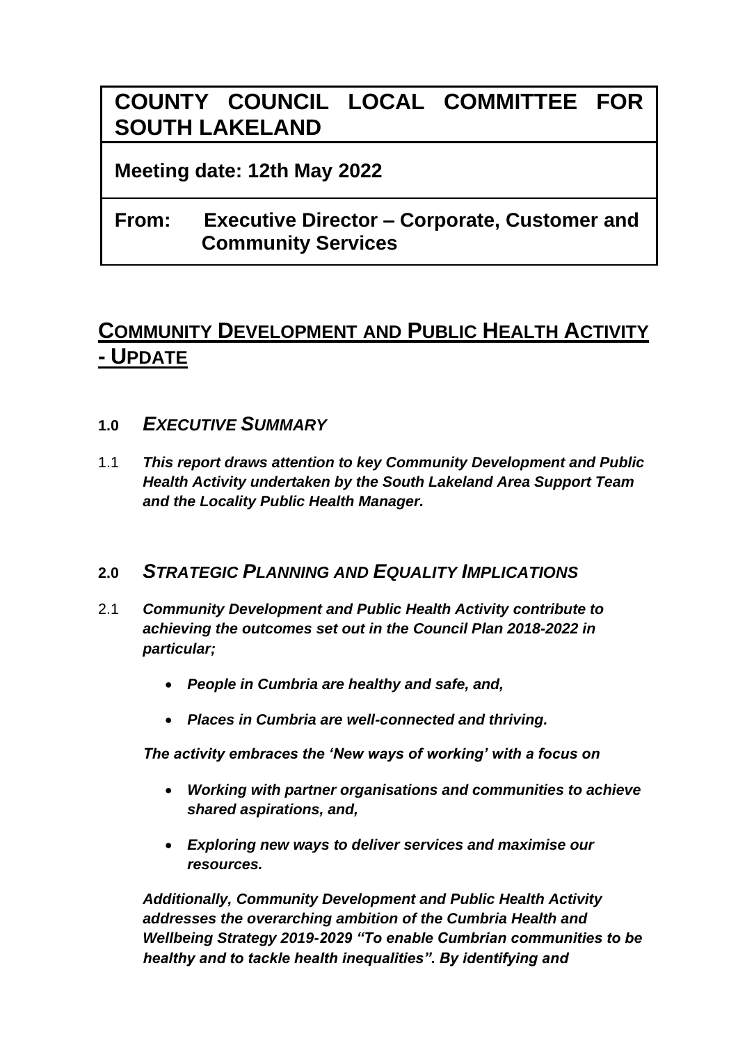# COUNTY COUNCIL LOCAL COMMITTEE FOR SOUTH LAKELAND

**Meeting date: 12th May 2022**

**From: Executive Director – Corporate, Customer and Community Services**

## COMMUNITY DEVELOPMENT AND PUBLIC HEALTH ACTIVITY - UPDATE

### 1.0 *EXECUTIVE SUMMARY*

1.1 ***This report draws attention to key Community Development and Public Health Activity undertaken by the South Lakeland Area Support Team and the Locality Public Health Manager.***

### 2.0 *STRATEGIC PLANNING AND EQUALITY IMPLICATIONS*

2.1 ***Community Development and Public Health Activity contribute to achieving the outcomes set out in the Council Plan 2018-2022 in particular;***

- ***People in Cumbria are healthy and safe, and,***
- ***Places in Cumbria are well-connected and thriving.***

***The activity embraces the 'New ways of working' with a focus on***

- ***Working with partner organisations and communities to achieve shared aspirations, and,***
- ***Exploring new ways to deliver services and maximise our resources.***

***Additionally, Community Development and Public Health Activity addresses the overarching ambition of the Cumbria Health and Wellbeing Strategy 2019-2029 "To enable Cumbrian communities to be healthy and to tackle health inequalities". By identifying and***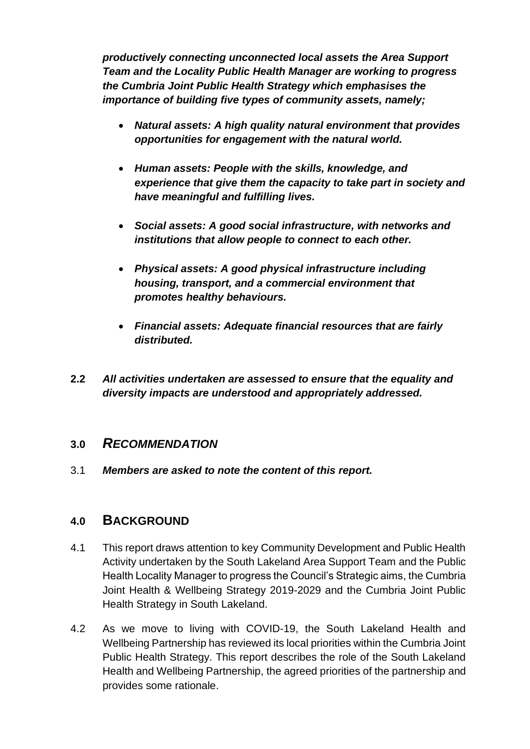***productively connecting unconnected local assets the Area Support Team and the Locality Public Health Manager are working to progress the Cumbria Joint Public Health Strategy which emphasises the importance of building five types of community assets, namely;***

- ***Natural assets: A high quality natural environment that provides opportunities for engagement with the natural world.***
- ***Human assets: People with the skills, knowledge, and experience that give them the capacity to take part in society and have meaningful and fulfilling lives.***
- ***Social assets: A good social infrastructure, with networks and institutions that allow people to connect to each other.***
- ***Physical assets: A good physical infrastructure including housing, transport, and a commercial environment that promotes healthy behaviours.***
- ***Financial assets: Adequate financial resources that are fairly distributed.***

**2.2** ***All activities undertaken are assessed to ensure that the equality and diversity impacts are understood and appropriately addressed.***

## 3.0 *RECOMMENDATION*

3.1 ***Members are asked to note the content of this report.***

## 4.0 BACKGROUND

4.1 This report draws attention to key Community Development and Public Health Activity undertaken by the South Lakeland Area Support Team and the Public Health Locality Manager to progress the Council's Strategic aims, the Cumbria Joint Health & Wellbeing Strategy 2019-2029 and the Cumbria Joint Public Health Strategy in South Lakeland.

4.2 As we move to living with COVID-19, the South Lakeland Health and Wellbeing Partnership has reviewed its local priorities within the Cumbria Joint Public Health Strategy. This report describes the role of the South Lakeland Health and Wellbeing Partnership, the agreed priorities of the partnership and provides some rationale.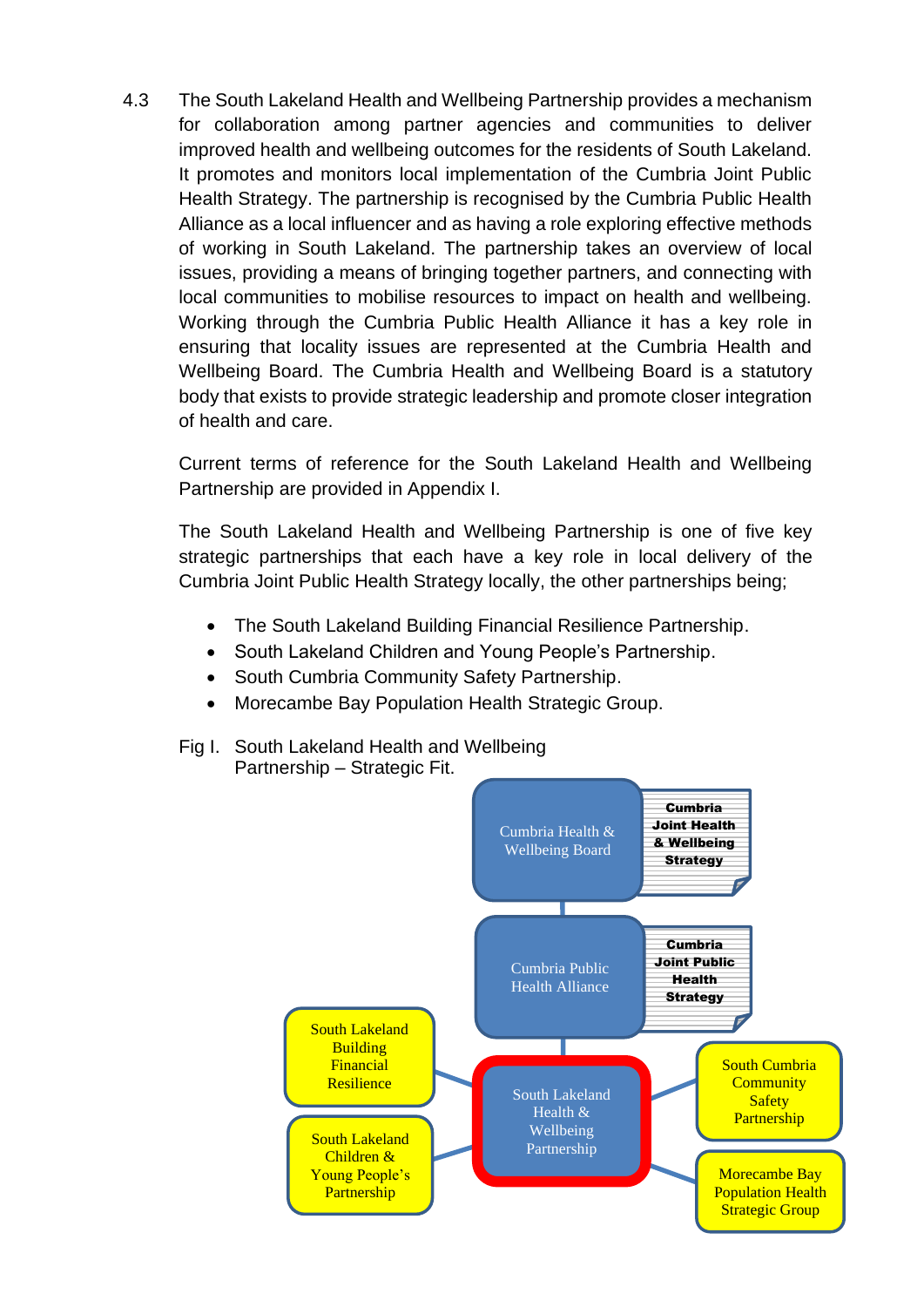4.3 The South Lakeland Health and Wellbeing Partnership provides a mechanism for collaboration among partner agencies and communities to deliver improved health and wellbeing outcomes for the residents of South Lakeland. It promotes and monitors local implementation of the Cumbria Joint Public Health Strategy. The partnership is recognised by the Cumbria Public Health Alliance as a local influencer and as having a role exploring effective methods of working in South Lakeland. The partnership takes an overview of local issues, providing a means of bringing together partners, and connecting with local communities to mobilise resources to impact on health and wellbeing. Working through the Cumbria Public Health Alliance it has a key role in ensuring that locality issues are represented at the Cumbria Health and Wellbeing Board. The Cumbria Health and Wellbeing Board is a statutory body that exists to provide strategic leadership and promote closer integration of health and care.

Current terms of reference for the South Lakeland Health and Wellbeing Partnership are provided in Appendix I.

The South Lakeland Health and Wellbeing Partnership is one of five key strategic partnerships that each have a key role in local delivery of the Cumbria Joint Public Health Strategy locally, the other partnerships being;

- The South Lakeland Building Financial Resilience Partnership.
- South Lakeland Children and Young People's Partnership.
- South Cumbria Community Safety Partnership.
- Morecambe Bay Population Health Strategic Group.

Fig I. South Lakeland Health and Wellbeing Partnership – Strategic Fit.

Cumbria Health & Wellbeing Board — Cumbria Joint Health & Wellbeing Strategy

Cumbria Public Health Alliance — Cumbria Joint Public Health Strategy

South Lakeland Health & Wellbeing Partnership

South Lakeland Building Financial Resilience

South Lakeland Children & Young People's Partnership

South Cumbria Community Safety Partnership

Morecambe Bay Population Health Strategic Group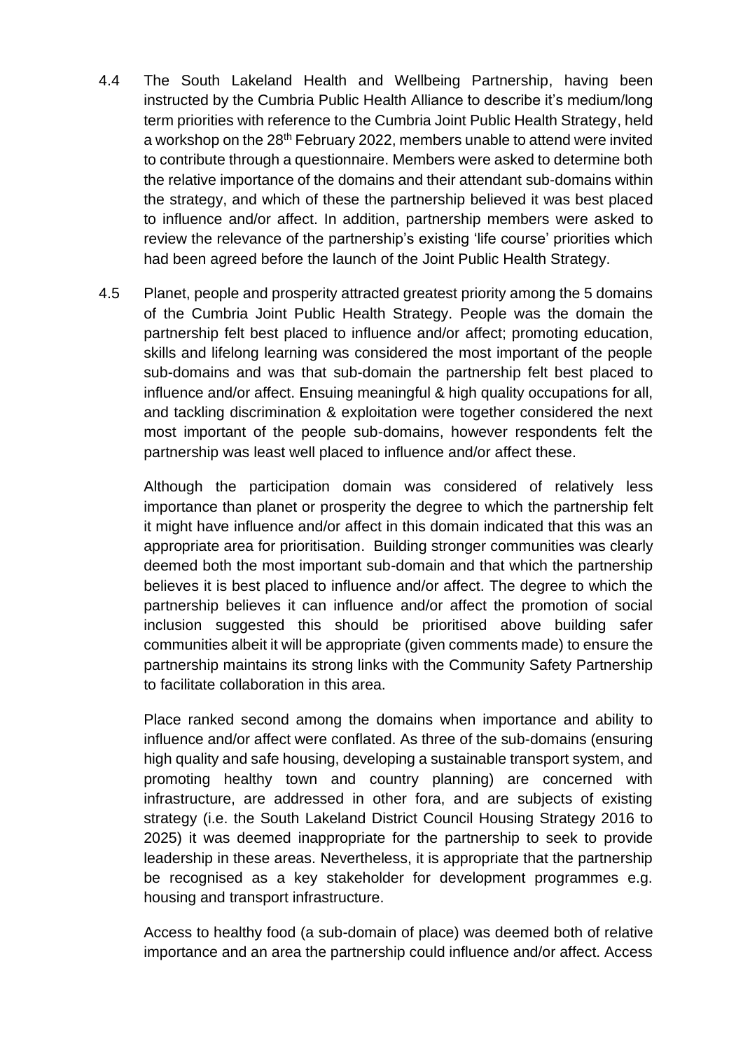4.4 The South Lakeland Health and Wellbeing Partnership, having been instructed by the Cumbria Public Health Alliance to describe it's medium/long term priorities with reference to the Cumbria Joint Public Health Strategy, held a workshop on the 28th February 2022, members unable to attend were invited to contribute through a questionnaire. Members were asked to determine both the relative importance of the domains and their attendant sub-domains within the strategy, and which of these the partnership believed it was best placed to influence and/or affect. In addition, partnership members were asked to review the relevance of the partnership's existing 'life course' priorities which had been agreed before the launch of the Joint Public Health Strategy.

4.5 Planet, people and prosperity attracted greatest priority among the 5 domains of the Cumbria Joint Public Health Strategy. People was the domain the partnership felt best placed to influence and/or affect; promoting education, skills and lifelong learning was considered the most important of the people sub-domains and was that sub-domain the partnership felt best placed to influence and/or affect. Ensuing meaningful & high quality occupations for all, and tackling discrimination & exploitation were together considered the next most important of the people sub-domains, however respondents felt the partnership was least well placed to influence and/or affect these.

Although the participation domain was considered of relatively less importance than planet or prosperity the degree to which the partnership felt it might have influence and/or affect in this domain indicated that this was an appropriate area for prioritisation. Building stronger communities was clearly deemed both the most important sub-domain and that which the partnership believes it is best placed to influence and/or affect. The degree to which the partnership believes it can influence and/or affect the promotion of social inclusion suggested this should be prioritised above building safer communities albeit it will be appropriate (given comments made) to ensure the partnership maintains its strong links with the Community Safety Partnership to facilitate collaboration in this area.

Place ranked second among the domains when importance and ability to influence and/or affect were conflated. As three of the sub-domains (ensuring high quality and safe housing, developing a sustainable transport system, and promoting healthy town and country planning) are concerned with infrastructure, are addressed in other fora, and are subjects of existing strategy (i.e. the South Lakeland District Council Housing Strategy 2016 to 2025) it was deemed inappropriate for the partnership to seek to provide leadership in these areas. Nevertheless, it is appropriate that the partnership be recognised as a key stakeholder for development programmes e.g. housing and transport infrastructure.

Access to healthy food (a sub-domain of place) was deemed both of relative importance and an area the partnership could influence and/or affect. Access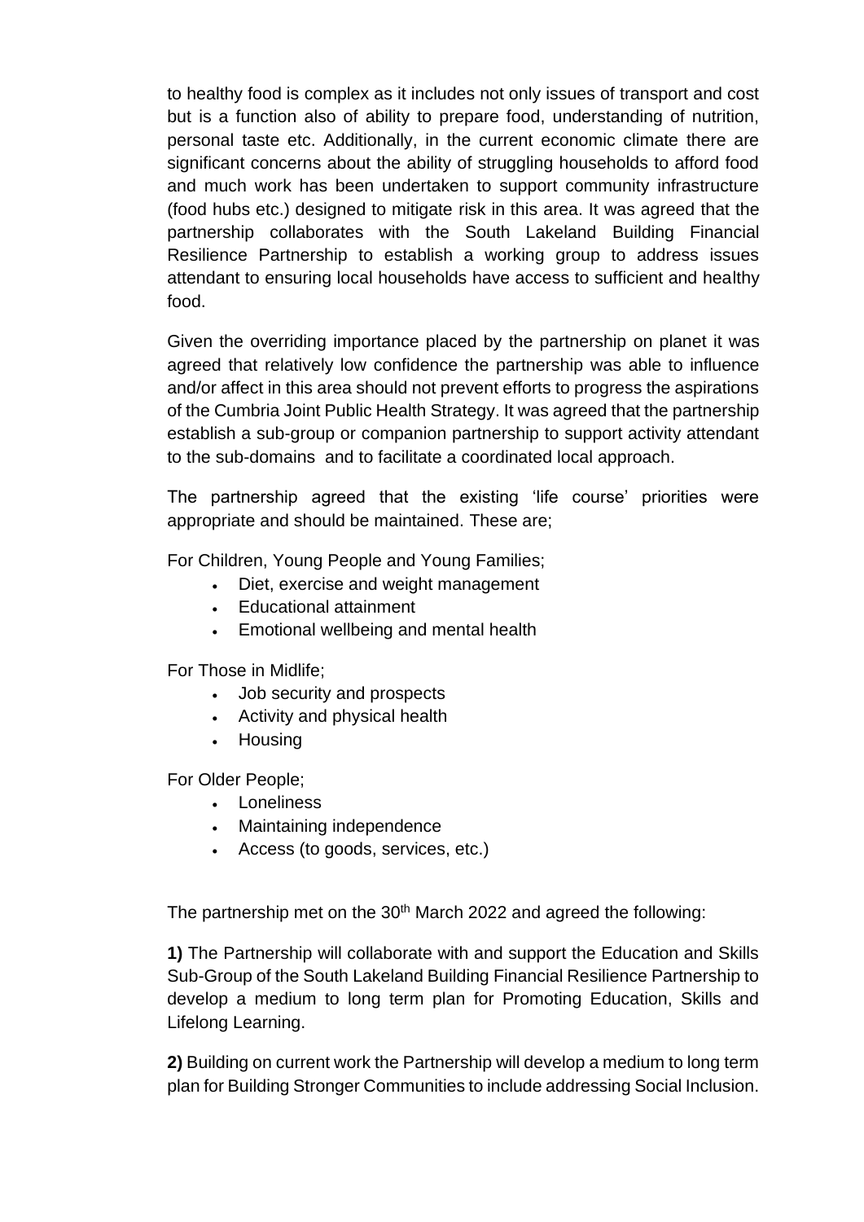to healthy food is complex as it includes not only issues of transport and cost but is a function also of ability to prepare food, understanding of nutrition, personal taste etc. Additionally, in the current economic climate there are significant concerns about the ability of struggling households to afford food and much work has been undertaken to support community infrastructure (food hubs etc.) designed to mitigate risk in this area. It was agreed that the partnership collaborates with the South Lakeland Building Financial Resilience Partnership to establish a working group to address issues attendant to ensuring local households have access to sufficient and healthy food.

Given the overriding importance placed by the partnership on planet it was agreed that relatively low confidence the partnership was able to influence and/or affect in this area should not prevent efforts to progress the aspirations of the Cumbria Joint Public Health Strategy. It was agreed that the partnership establish a sub-group or companion partnership to support activity attendant to the sub-domains and to facilitate a coordinated local approach.

The partnership agreed that the existing 'life course' priorities were appropriate and should be maintained. These are;

For Children, Young People and Young Families;

- Diet, exercise and weight management
- Educational attainment
- Emotional wellbeing and mental health

For Those in Midlife;

- Job security and prospects
- Activity and physical health
- Housing

For Older People;

- Loneliness
- Maintaining independence
- Access (to goods, services, etc.)

The partnership met on the 30th March 2022 and agreed the following:

**1)** The Partnership will collaborate with and support the Education and Skills Sub-Group of the South Lakeland Building Financial Resilience Partnership to develop a medium to long term plan for Promoting Education, Skills and Lifelong Learning.

**2)** Building on current work the Partnership will develop a medium to long term plan for Building Stronger Communities to include addressing Social Inclusion.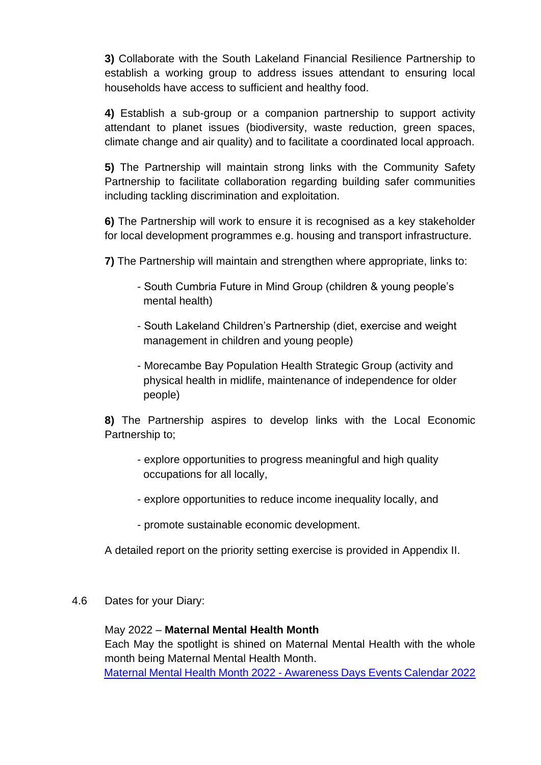**3)** Collaborate with the South Lakeland Financial Resilience Partnership to establish a working group to address issues attendant to ensuring local households have access to sufficient and healthy food.

**4)** Establish a sub-group or a companion partnership to support activity attendant to planet issues (biodiversity, waste reduction, green spaces, climate change and air quality) and to facilitate a coordinated local approach.

**5)** The Partnership will maintain strong links with the Community Safety Partnership to facilitate collaboration regarding building safer communities including tackling discrimination and exploitation.

**6)** The Partnership will work to ensure it is recognised as a key stakeholder for local development programmes e.g. housing and transport infrastructure.

**7)** The Partnership will maintain and strengthen where appropriate, links to:

- South Cumbria Future in Mind Group (children & young people's mental health)
- South Lakeland Children's Partnership (diet, exercise and weight management in children and young people)
- Morecambe Bay Population Health Strategic Group (activity and physical health in midlife, maintenance of independence for older people)

**8)** The Partnership aspires to develop links with the Local Economic Partnership to;

- explore opportunities to progress meaningful and high quality occupations for all locally,
- explore opportunities to reduce income inequality locally, and
- promote sustainable economic development.

A detailed report on the priority setting exercise is provided in Appendix II.

4.6 Dates for your Diary:

May 2022 – **Maternal Mental Health Month**
Each May the spotlight is shined on Maternal Mental Health with the whole month being Maternal Mental Health Month.
[Maternal Mental Health Month 2022 - Awareness Days Events Calendar 2022]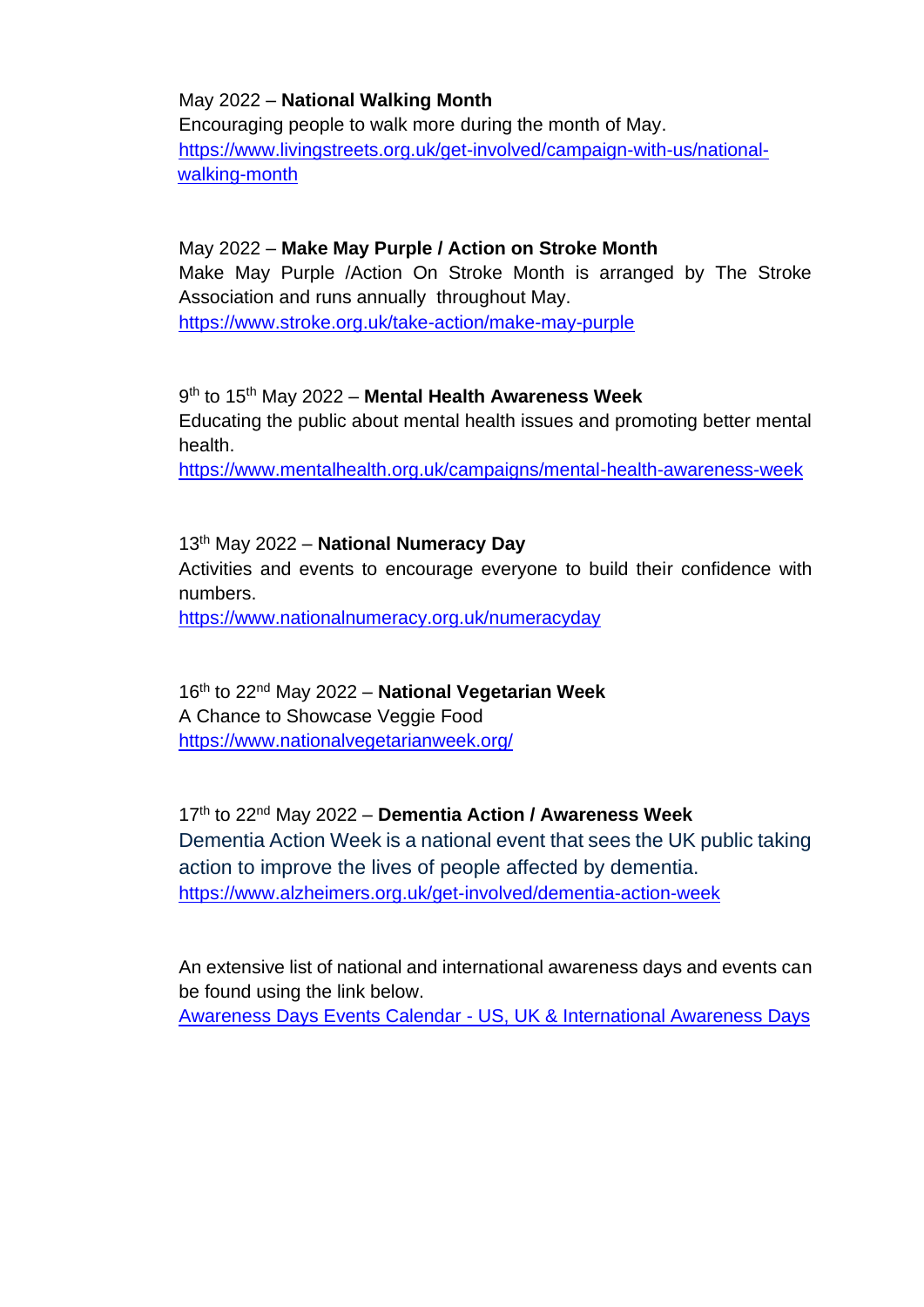May 2022 – **National Walking Month**
Encouraging people to walk more during the month of May.
https://www.livingstreets.org.uk/get-involved/campaign-with-us/national-walking-month

May 2022 – **Make May Purple / Action on Stroke Month**
Make May Purple /Action On Stroke Month is arranged by The Stroke Association and runs annually throughout May.
https://www.stroke.org.uk/take-action/make-may-purple

9th to 15th May 2022 – **Mental Health Awareness Week**
Educating the public about mental health issues and promoting better mental health.
https://www.mentalhealth.org.uk/campaigns/mental-health-awareness-week

13th May 2022 – **National Numeracy Day**
Activities and events to encourage everyone to build their confidence with numbers.
https://www.nationalnumeracy.org.uk/numeracyday

16th to 22nd May 2022 – **National Vegetarian Week**
A Chance to Showcase Veggie Food
https://www.nationalvegetarianweek.org/

17th to 22nd May 2022 – **Dementia Action / Awareness Week**
Dementia Action Week is a national event that sees the UK public taking action to improve the lives of people affected by dementia.
https://www.alzheimers.org.uk/get-involved/dementia-action-week

An extensive list of national and international awareness days and events can be found using the link below.
Awareness Days Events Calendar - US, UK & International Awareness Days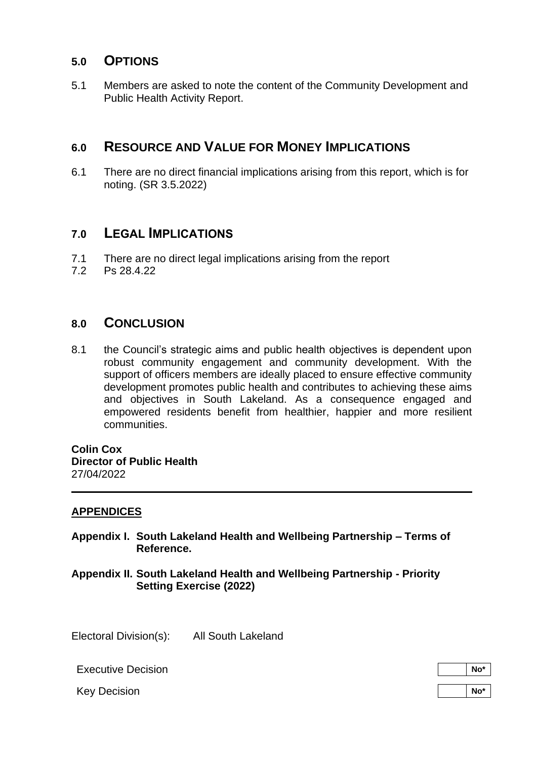## 5.0 OPTIONS

5.1 Members are asked to note the content of the Community Development and Public Health Activity Report.

## 6.0 RESOURCE AND VALUE FOR MONEY IMPLICATIONS

6.1 There are no direct financial implications arising from this report, which is for noting. (SR 3.5.2022)

## 7.0 LEGAL IMPLICATIONS

7.1 There are no direct legal implications arising from the report

7.2 Ps 28.4.22

## 8.0 CONCLUSION

8.1 the Council's strategic aims and public health objectives is dependent upon robust community engagement and community development. With the support of officers members are ideally placed to ensure effective community development promotes public health and contributes to achieving these aims and objectives in South Lakeland. As a consequence engaged and empowered residents benefit from healthier, happier and more resilient communities.

**Colin Cox**
**Director of Public Health**
27/04/2022

---

**APPENDICES**

**Appendix I. South Lakeland Health and Wellbeing Partnership – Terms of Reference.**

**Appendix II. South Lakeland Health and Wellbeing Partnership - Priority Setting Exercise (2022)**

Electoral Division(s): All South Lakeland

| | | |
|---|---|---|
| Executive Decision | | No* |
| Key Decision | | No* |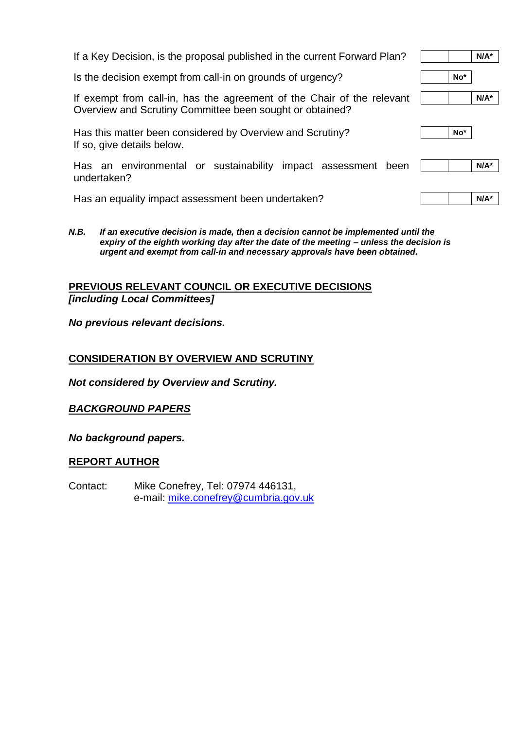| | | | |
|---|---|---|---|
| If a Key Decision, is the proposal published in the current Forward Plan? | | | **N/A*** |
| Is the decision exempt from call-in on grounds of urgency? | | **No*** | |
| If exempt from call-in, has the agreement of the Chair of the relevant Overview and Scrutiny Committee been sought or obtained? | | | **N/A*** |
| Has this matter been considered by Overview and Scrutiny? If so, give details below. | | **No*** | |
| Has an environmental or sustainability impact assessment been undertaken? | | | **N/A*** |
| Has an equality impact assessment been undertaken? | | | **N/A*** |

***N.B.*** ***If an executive decision is made, then a decision cannot be implemented until the expiry of the eighth working day after the date of the meeting – unless the decision is urgent and exempt from call-in and necessary approvals have been obtained.***

## PREVIOUS RELEVANT COUNCIL OR EXECUTIVE DECISIONS
***[including Local Committees]***

***No previous relevant decisions.***

## CONSIDERATION BY OVERVIEW AND SCRUTINY

***Not considered by Overview and Scrutiny.***

## *BACKGROUND PAPERS*

***No background papers.***

## REPORT AUTHOR

Contact: Mike Conefrey, Tel: 07974 446131,
e-mail: mike.conefrey@cumbria.gov.uk